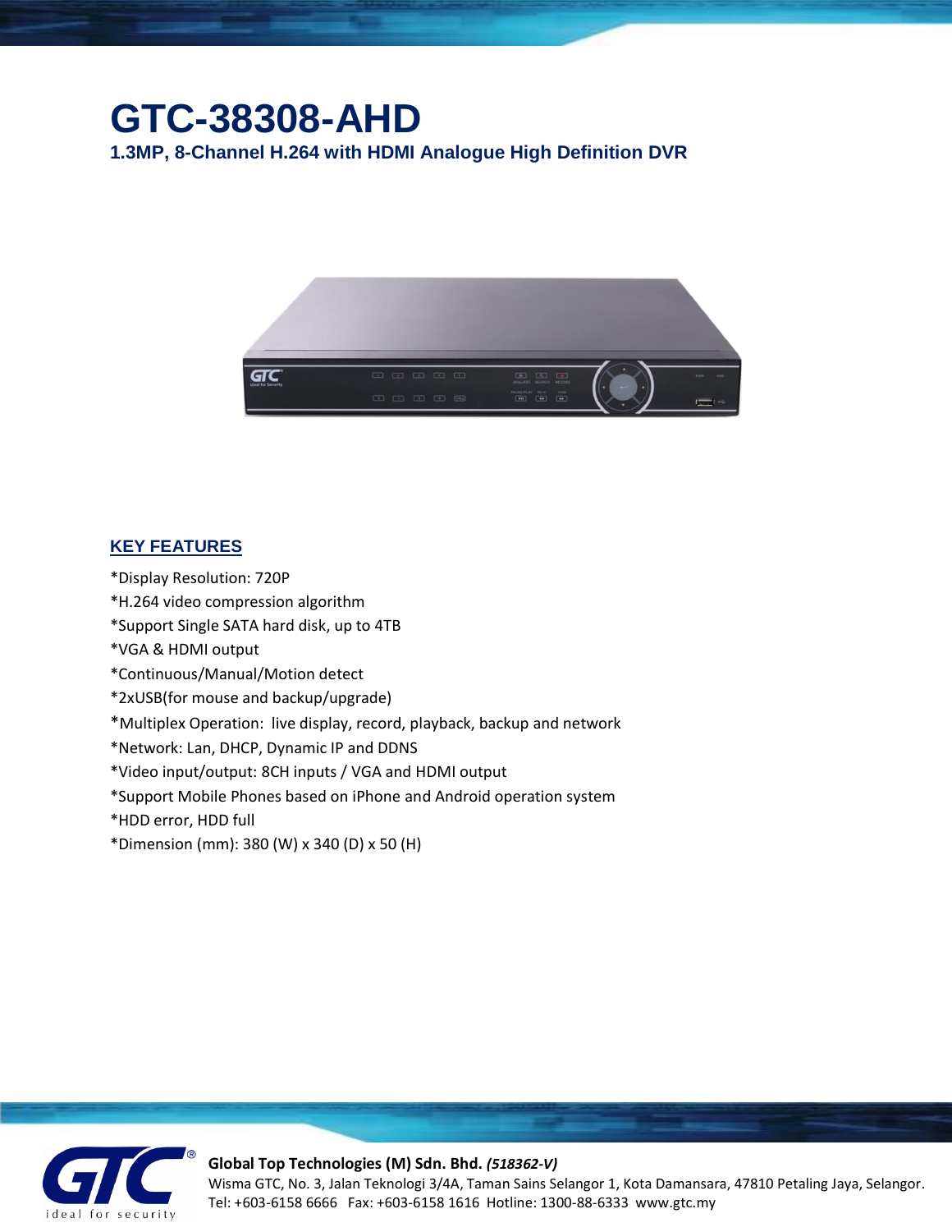# GTC-38308-AHD

## 1.3MP, 8-Channel H.264 with HDMI Analogue High Definition DVR

## KEY FEATURES

*Display Resolution: 720P
*H.264 video compression algorithm
*Support Single SATA hard disk, up to 4TB
*VGA & HDMI output
*Continuous/Manual/Motion detect
*2xUSB(for mouse and backup/upgrade)
*Multiplex Operation: live display, record, playback, backup and network
*Network: Lan, DHCP, Dynamic IP and DDNS
*Video input/output: 8CH inputs / VGA and HDMI output
*Support Mobile Phones based on iPhone and Android operation system
*HDD error, HDD full
*Dimension (mm): 380 (W) x 340 (D) x 50 (H)

**Global Top Technologies (M) Sdn. Bhd.** ***(518362-V)***
Wisma GTC, No. 3, Jalan Teknologi 3/4A, Taman Sains Selangor 1, Kota Damansara, 47810 Petaling Jaya, Selangor.
Tel: +603-6158 6666 Fax: +603-6158 1616 Hotline: 1300-88-6333 www.gtc.my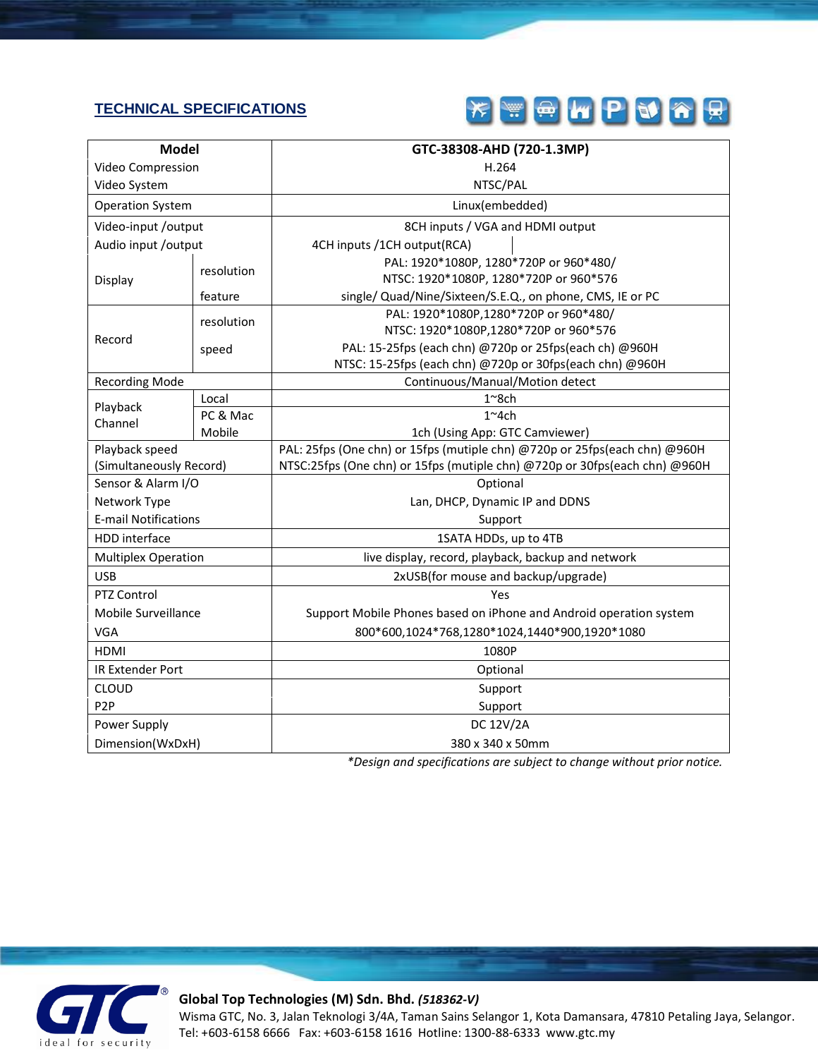## TECHNICAL SPECIFICATIONS

| Model | | GTC-38308-AHD (720-1.3MP) |
|---|---|---|
| Video Compression | | H.264 |
| Video System | | NTSC/PAL |
| Operation System | | Linux(embedded) |
| Video-input /output | | 8CH inputs / VGA and HDMI output |
| Audio input /output | | 4CH inputs /1CH output(RCA) |
| Display | resolution | PAL: 1920*1080P, 1280*720P or 960*480/ NTSC: 1920*1080P, 1280*720P or 960*576 |
| | feature | single/ Quad/Nine/Sixteen/S.E.Q., on phone, CMS, IE or PC |
| Record | resolution | PAL: 1920*1080P,1280*720P or 960*480/ NTSC: 1920*1080P,1280*720P or 960*576 |
| | speed | PAL: 15-25fps (each chn) @720p or 25fps(each ch) @960H NTSC: 15-25fps (each chn) @720p or 30fps(each chn) @960H |
| Recording Mode | | Continuous/Manual/Motion detect |
| Playback Channel | Local | 1~8ch |
| | PC & Mac | 1~4ch |
| | Mobile | 1ch (Using App: GTC Camviewer) |
| Playback speed (Simultaneously Record) | | PAL: 25fps (One chn) or 15fps (mutiple chn) @720p or 25fps(each chn) @960H NTSC:25fps (One chn) or 15fps (mutiple chn) @720p or 30fps(each chn) @960H |
| Sensor & Alarm I/O | | Optional |
| Network Type | | Lan, DHCP, Dynamic IP and DDNS |
| E-mail Notifications | | Support |
| HDD interface | | 1SATA HDDs, up to 4TB |
| Multiplex Operation | | live display, record, playback, backup and network |
| USB | | 2xUSB(for mouse and backup/upgrade) |
| PTZ Control | | Yes |
| Mobile Surveillance | | Support Mobile Phones based on iPhone and Android operation system |
| VGA | | 800*600,1024*768,1280*1024,1440*900,1920*1080 |
| HDMI | | 1080P |
| IR Extender Port | | Optional |
| CLOUD | | Support |
| P2P | | Support |
| Power Supply | | DC 12V/2A |
| Dimension(WxDxH) | | 380 x 340 x 50mm |

*\*Design and specifications are subject to change without prior notice.*

**Global Top Technologies (M) Sdn. Bhd.** ***(518362-V)***
Wisma GTC, No. 3, Jalan Teknologi 3/4A, Taman Sains Selangor 1, Kota Damansara, 47810 Petaling Jaya, Selangor.
Tel: +603-6158 6666 Fax: +603-6158 1616 Hotline: 1300-88-6333 www.gtc.my